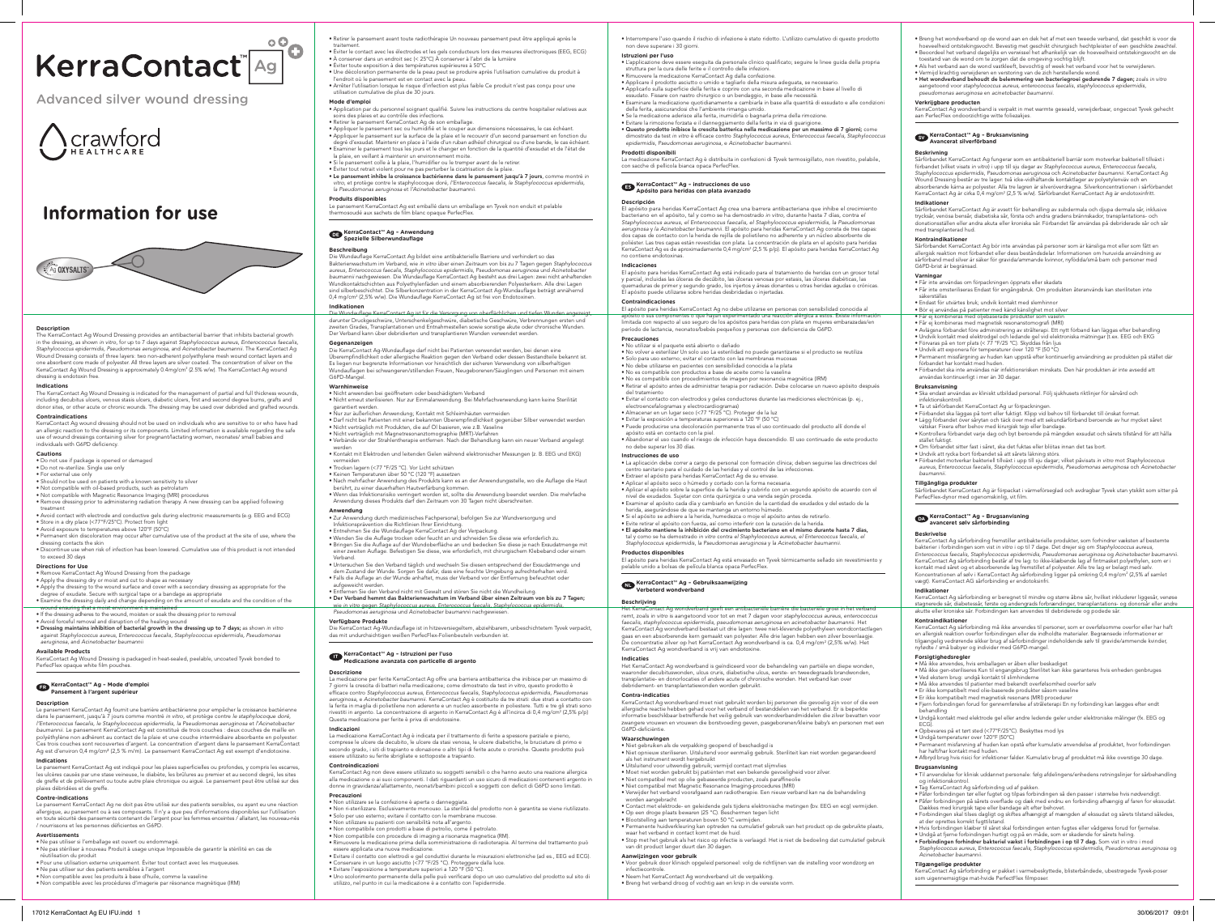# KerraContact™ Ag

Advanced silver wound dressing

crawford HEALTHCARE

# Information for use

OXYSALTS™

### Description

The KerraContact Ag Wound Dressing provides an antibacterial barrier that inhibits bacterial growth in the dressing, as shown *in vitro*, for up to 7 days against *Staphylococcus aureus, Enterococcus faecalis, Staphylococcus epidermidis, Pseudomonas aeruginosa*, and *Acinetobacter baumannii*. The KerraContact Ag Wound Dressing consists of three layers: two non-adherent polyethylene mesh wound contact layers and one absorbent core made of polyester. All three layers are silver coated. The concentration of silver on the KerraContact Ag Wound Dressing is approximately 0.4mg/cm² (2.5% w/w). The KerraContact Ag wound dressing is endotoxin free.

### Indications

The KerraContact Ag Wound Dressing is indicated for the management of partial and full thickness wounds, including decubitus ulcers, venous stasis ulcers, diabetic ulcers, first and second degree burns, grafts and donor sites, or other acute or chronic wounds. The dressing may be used over debrided and grafted wounds.

### Contraindications

KerraContact Ag wound dressing should not be used on individuals who are sensitive to or who have had an allergic reaction to the dressing or its components. Limited information is available regarding the safe use of wound dressings containing silver for pregnant/lactating women, neonates/ small babies and individuals with G6PD deficiency.

### Cautions

- Do not use if package is opened or damaged
- Do not re-sterilize. Single use only
- For external use only
- Should not be used on patients with a known sensitivity to silver
- Not compatible with oil-based products, such as petrolatum
- Not compatible with Magnetic Resonance Imaging (MRI) procedures
- Remove dressing prior to administering radiation therapy. A new dressing can be applied following treatment
- Avoid contact with electrode and conductive gels during electronic measurements (e.g. EEG and ECG)
- Store in a dry place (<77°F/25°C). Protect from light
- Avoid exposure to temperatures above 120°F (50°C)
- Permanent skin discoloration may occur after cumulative use of the product at the site of use, where the dressing contacts the skin
- Discontinue use when risk of infection has been lowered. Cumulative use of this product is not intended to exceed 30 days

### Directions for Use

- Remove KerraContact Ag Wound Dressing from the package
- Apply the dressing dry or moist and cut to shape as necessary
- Apply the dressing to the wound surface and cover with a secondary dressing as appropriate for the degree of exudate. Secure with surgical tape or a bandage as appropriate
- Examine the dressing daily and change depending on the amount of exudate and the condition of the wound ensuring that a moist environment is maintained
- If the dressing adheres to the wound, moisten or soak the dressing prior to removal
- Avoid forceful removal and disruption of the healing wound
- **Dressing maintains inhibition of bacterial growth in the dressing up to 7 days;** as shown *in vitro* against *Staphylococcus aureus, Enterococcus faecalis, Staphylococcus epidermidis, Pseudomonas aeruginosa*, and *Acinetobacter baumannii*

### Available Products

KerraContact Ag Wound Dressing is packaged in heat-sealed, peelable, uncoated Tyvek bonded to PerfecFlex opaque white film pouches.

## FR KerraContact™ Ag – Mode d'emploi Pansement à l'argent supérieur

### Description

Le pansement KerraContact Ag fournit une barrière antibactérienne pour empêcher la croissance bactérienne dans le pansement, jusqu'à 7 jours comme montré *in vitro*, et protège contre *le staphylocoque doré, l'Enterococcus faecalis, le Staphylococcus epidermidis, la Pseudomonas aeruginosa* et *l'Acinetobacter baumannii*. Le pansement KerraContact Ag est constitué de trois couches : deux couches de maille en polyéthylène non adhérent au contact de la plaie et une couche intermédiaire absorbante en polyester. Ces trois couches sont recouvertes d'argent. La concentration d'argent dans le pansement KerraContact Ag est d'environ 0,4 mg/cm² (2,5 % m/m). Le pansement KerraContact Ag est exempt d'endotoxine.

### Indications

Le pansement KerraContact Ag est indiqué pour les plaies superficielles ou profondes, y compris les escarres, les ulcères causés par une stase veineuse, le diabète, les brûlures au premier et au second degré, les sites de greffe et de prélèvement ou toute autre plaie chronique ou aiguë. Le pansement peut être utilisé sur des plaies débridées et de greffe.

### Contre-indications

Le pansement KerraContact Ag ne doit pas être utilisé sur des patients sensibles, ou ayant eu une réaction allergique, au pansement ou à ses composants. Il n'y a que peu d'informations disponibles sur l'utilisation en toute sécurité des pansements contenant de l'argent pour les femmes enceintes / allaitant, les nouveau-nés / nourrissons et les personnes déficientes en G6PD.

### Avertissements

- Ne pas utiliser si l'emballage est ouvert ou endommagé.
- Ne pas stériliser à nouveau Produit à usage unique Impossible de garantir la stérilité en cas de réutilisation du produit
- Pour une utilisation externe uniquement. Éviter tout contact avec les muqueuses.
- Ne pas utiliser sur des patients sensibles à l'argent
- Non compatible avec les produits à base d'huile, comme la vaseline
- Non compatible avec les procédures d'imagerie par résonance magnétique (IRM)
- Retirer le pansement avant toute radiothérapie Un nouveau pansement peut être appliqué après le traitement.
- Éviter le contact avec les électrodes et les gels conducteurs lors des mesures électroniques (EEG, ECG)
- À conserver dans un endroit sec (< 25°C) À conserver à l'abri de la lumière
- Éviter toute exposition à des températures supérieures à 50°C
- Une décoloration permanente de la peau peut se produire après l'utilisation cumulative du produit à l'endroit où le pansement est en contact avec la peau
- Arrêter l'utilisation lorsque le risque d'infection est plus faible Ce produit n'est pas conçu pour une utilisation cumulative de plus de 30 jours

### Mode d'emploi

- Application par du personnel soignant qualifié. Suivre les instructions du centre hospitalier relatives aux soins des plaies et au contrôle des infections.
- Retirer le pansement KerraContact Ag de son emballage.
- Appliquer le pansement sec ou humidifié et le couper aux dimensions nécessaires, le cas échéant.
- Appliquer le pansement sur la surface de la plaie et le recouvrir d'un second pansement en fonction du degré d'exsudat. Maintenir en place à l'aide d'un ruban adhésif chirurgical ou d'une bande, le cas échéant.
- Examiner le pansement tous les jours et le changer en fonction de la quantité d'exsudat et de l'état de la plaie, en veillant à maintenir un environnement moite.
- Si le pansement colle à la plaie, l'humidifier ou le tremper avant de le retirer.
- Éviter tout retrait violent pour ne pas perturber la cicatrisation de la plaie.
- **Le pansement inhibe la croissance bactérienne dans le pansement jusqu'à 7 jours**, comme montré in vitro, et protège contre le staphylocoque doré, l'*Enterococcus faecalis, le Staphylococcus epidermidis, la Pseudomonas aeruginosa* et l'*Acinetobacter baumannii*.

### Produits disponibles

Le pansement KerraContact Ag est emballé dans un emballage en Tyvek non enduit et pelable thermosoudé aux sachets de film blanc opaque PerfecFlex.

## DE KerraContact™ Ag – Anwendung Spezielle Silberwundauflage

### Beschreibung

Die Wundauflage KerraContact Ag bildet eine antibakterielle Barriere und verhindert so das Bakterienwachstum im Verband, wie *in vitro* über einen Zeitraum von bis zu 7 Tagen gegen *Staphylococcus aureus, Enterococcus faecalis, Staphylococcus epidermidis, Pseudomonas aeruginosa* und *Acinetobacter baumannii* nachgewiesen. Die Wundauflage KerraContact Ag besteht aus drei Lagen: zwei nicht anhaftenden Wundkontaktschichten aus Polyethylenfäden und einem absorbierenden Polyesterkern. Alle drei Lagen sind silberbeschichtet. Die Silberkonzentration in der KerraContact Ag-Wundauflage beträgt annähernd 0,4 mg/cm² (2,5% w/w). Die Wundauflage KerraContact Ag ist frei von Endotoxinen.

### Indikationen

Die Wundauflage KerraContact Ag ist für die Versorgung von oberflächlichen und tiefen Wunden angezeigt, darunter Druckgeschwüre, Unterschenkelgeschwüre, diabetische Geschwüre, Verbrennungen ersten und zweiten Grades, Transplantationen und Entnahmestellen sowie sonstige akute oder chronische Wunden. Der Verband kann über debridierten und transplantierten Wunden verwendet werden.

### Gegenanzeigen

Die KerraContact Ag-Wundauflage darf nicht bei Patienten verwendet werden, bei denen eine Überempfindlichkeit oder allergische Reaktion gegen den Verband oder dessen Bestandteile bekannt ist. Es liegen nur begrenzte Informationen vor hinsichtlich der sicheren Verwendung von silberhaltigen Wundauflagen bei schwangeren/stillenden Frauen, Neugeborenen/Säuglingen und Personen mit einem G6PD-Mangel.

### Warnhinweise

- Nicht anwenden bei geöffnetem oder beschädigtem Verband
- Nicht erneut sterilisieren. Nur zur Einmalverwendung. Bei Mehrfachverwendung kann keine Sterilität garantiert werden
- Nur zur äußerlichen Anwendung. Kontakt mit Schleimhäuten vermeiden
- Darf nicht bei Patienten mit einer bekannten Überempfindlichkeit gegenüber Silber verwendet werden
- Nicht verträglich mit Produkten, die auf Öl basieren, wie z.B. Vaseline
- Nicht verträglich mit Magnetresonanztomographie (MRT)-Verfahren
- Verbände vor der Strahlentherapie entfernen. Nach der Behandlung kann ein neuer Verband angelegt werden
- Kontakt mit Elektroden und leitenden Gelen während elektronischer Messungen (z. B. EEG und EKG) vermeiden
- Trocken lagern (<77 °F/25 °C). Vor Licht schützen
- Keinen Temperaturen über 50 °C (120 °F) aussetzen
- Nach mehrfacher Anwendung des Produkts kann es an der Anwendungsstelle, wo die Auflage die Haut berührt, zu einer dauerhaften Hautverfärbung kommen.
- Wenn das Infektionsrisiko verringert worden ist, sollte die Anwendung beendet werden. Die mehrfache Anwendung dieses Produkts darf den Zeitraum von 30 Tagen nicht überschreiten.

### Anwendung

- Zur Anwendung durch medizinisches Fachpersonal; befolgen Sie zur Wundversorgung und Infektionsprävention die Richtlinien Ihrer Einrichtung.
- Entnehmen Sie die Wundauflage KerraContact Ag der Verpackung.
- Wenden Sie die Auflage trocken oder feucht an und schneiden Sie diese wie erforderlich zu.
- Bringen Sie die Auflage auf der Wundoberfläche an und bedecken Sie diese je nach Exsudatmenge mit einer zweiten Auflage. Befestigen Sie diese, wie erforderlich, mit chirurgischem Klebeband oder einem Verband.
- Untersuchen Sie den Verband täglich und wechseln Sie diesen entsprechend der Exsudatmenge und dem Zustand der Wunde. Sorgen Sie dafür, dass eine feuchte Umgebung aufrechterhalten wird.
- Falls die Auflage an der Wunde anhaftet, muss der Verband vor der Entfernung befeuchtet oder aufgeweicht werden.
- Entfernen Sie den Verband nicht mit Gewalt und stören Sie nicht die Wundheilung.
- **Der Verband hemmt das Bakterienwachstum im Verband über einen Zeitraum von bis zu 7 Tagen;** wie *in vitro* gegen *Staphylococcus aureus, Enterococcus faecalis, Staphylococcus epidermidis, Pseudomonas aeruginosa* und *Acinetobacter baumannii* nachgewiesen.

### Verfügbare Produkte

Die KerraContact Ag-Wundauflage ist in hitzeversiegeltem, abziehbarem, unbeschichtetem Tyvek verpackt, das mit undurchsichtigen weißen PerfecFlex-Folienbeuteln verbunden ist.

## IT KerraContact™ Ag – Istruzioni per l'uso Medicazione avanzata con particelle di argento

### Descrizione

La medicazione per ferite KerraContact Ag offre una barriera antibatterica che inibisce per un massimo di 7 giorni la crescita di batteri nella medicazione, come dimostrato da test *in vitro*, questo prodotto è efficace contro *Staphylococcus aureus, Enterococcus faecalis, Staphylococcus epidermidis, Pseudomonas aeruginosa*, e *Acinetobacter baumannii*. KerraContact Ag è costituita da tre strati: due strati a contatto con la ferita in maglia di polietilene non aderente e un nucleo assorbente in poliestere. Tutti e tre gli strati sono rivestiti in argento. La concentrazione di argento in KerraContact Ag è all'incirca di 0,4 mg/cm² (2,5% p/p). Questa medicazione per ferite è priva di endotossine.

### Indicazioni

La medicazione KerraContact Ag è indicata per il trattamento di ferite a spessore parziale e pieno, comprese le ulcere da decubito, le ulcere da stasi venosa, le ulcere diabetiche, le bruciature di primo e secondo grado, i siti di trapianto e donazione o altri tipi di ferite acute o croniche. Questo prodotto può essere utilizzato su ferite sbrigliate e sottoposte a trapianto.

### Controindicazioni

KerraContact Ag non deve essere utilizzato su soggetti sensibili o che hanno avuto una reazione allergica alla medicazione o ai suoi componenti. I dati riguardanti un uso sicuro di medicazioni contenenti argento in donne in gravidanza/allattamento, neonati/bambini piccoli e soggetti con deficit di G6PD sono limitati.

### Precauzioni

- Non utilizzare se la confezione è aperta o danneggiata.
- Non ri-sterilizzare. Esclusivamente monouso. La sterilità del prodotto non è garantita se viene riutilizzato.
- Solo per uso esterno; evitare il contatto con le membrane mucose.
- Non utilizzare su pazienti con sensibilità nota all'argento.
- Non compatibile con prodotti a base di petrolio, come il petrolato.
- Non compatibile con procedure di imaging a risonanza magnetica (RM).
- Rimuovere la medicazione prima della somministrazione di radioterapia. Al termine del trattamento può essere applicata una nuova medicazione.
- Evitare il contatto con elettrodi e gel conduttivi durante le misurazioni elettroniche (ad es., EEG ed ECG).
- Conservare in un luogo asciutto (<77 °F/25 °C). Proteggere dalla luce.
- Evitare l'esposizione a temperature superiori a 120 °F (50 °C).
- Uno scolorimento permanente della pelle può verificarsi dopo un uso cumulativo del prodotto sul sito di utilizzo, nel punto in cui la medicazione è a contatto con l'epidermide.
- Interrompere l'uso quando il rischio di infezione è stato ridotto. L'utilizzo cumulativo di questo prodotto non deve superare i 30 giorni.

### Istruzioni per l'uso

- L'applicazione deve essere eseguita da personale clinico qualificato; seguire le linee guida della propria struttura per la cura delle ferite e il controllo delle infezioni.
- Rimuovere la medicazione KerraContact Ag dalla confezione.
- Applicare il prodotto asciutto o umido e tagliarlo della misura adeguata, se necessario.
- Applicarlo sulla superficie della ferita e coprire con una seconda medicazione in base al livello di essudato. Fissare con nastro chirurgico o un bendaggio, in base alla necessità.
- Esaminare la medicazione quotidianamente e cambiarla in base alla quantità di essudato e alle condizioni della ferita, assicurandosi che l'ambiente rimanga umido.
- Se la medicazione aderisce alla ferita, inumidirla o bagnarla prima della rimozione.
- Evitare la rimozione forzata e il danneggiamento della ferita in via di guarigione.
- **Questo prodotto inibisce la crescita batterica nella medicazione per un massimo di 7 giorni;** come dimostrato da test *in vitro* è efficace contro *Staphylococcus aureus, Enterococcus faecalis, Staphylococcus epidermidis, Pseudomonas aeruginosa*, e *Acinetobacter baumannii*.

### Prodotti disponibili

La medicazione KerraContact Ag è distribuita in confezioni di Tyvek termosigillato, non rivestito, pelabile, con sacche di pellicola bianca opaca PerfecFlex.

## ES KerraContact™ Ag – Instrucciones de uso Apósito para heridas con plata avanzado

### Descripción

El apósito para heridas KerraContact Ag crea una barrera antibacteriana que inhibe el crecimiento bacteriano en el apósito, tal y como se ha demostrado in vitro, durante hasta 7 días, contra el *Staphylococcus aureus*, el *Enterococcus faecalis*, el *Staphylococcus epidermidis*, la *Pseudomonas aeruginosa* y la *Acinetobacter baumannii*. El apósito para heridas KerraContact Ag consta de tres capas: dos capas de contacto con la herida de rejilla de polietileno no adherente y un núcleo absorbente de poliéster. Las tres capas están revestidas con plata. La concentración de plata en el apósito para heridas KerraContact Ag es de aproximadamente 0,4 mg/cm² (2,5 % p/p). El apósito para heridas KerraContact Ag no contiene endotoxinas.

### Indicaciones

El apósito para heridas KerraContact Ag está indicado para el tratamiento de heridas con un grosor total y parcial, incluidas las úlceras de decúbito, las úlceras venosas por estasis, las úlceras diabéticas, las quemaduras de primer y segundo grado, los injertos y áreas donantes u otras heridas agudas o crónicas. El apósito puede utilizarse sobre heridas desbridadas e injertadas.

### Contraindicaciones

El apósito para heridas KerraContact Ag no debe utilizarse en personas con sensibilidad conocida al apósito o sus componentes o que hayan experimentado una reacción alérgica a estos. Existe información limitada con respecto al uso seguro de los apósitos para heridas con plata en mujeres embarazadas/en período de lactancia, neonatos/bebés pequeños y personas con deficiencia de G6PD.

### Precauciones

- No utilizar si el paquete está abierto o dañado
- No volver a esterilizar Un solo uso La esterilidad no puede garantizarse si el producto se reutiliza
- Solo para uso externo; evitar el contacto con las membranas mucosas
- No debe utilizarse en pacientes con sensibilidad conocida a la plata
- No es compatible con productos a base de aceite como la vaselina
- No es compatible con procedimientos de imágenes por resonancia magnética (RM)
- Retirar el apósito antes de administrar terapia por radiación. Debe colocarse un nuevo apósito después del tratamiento
- Evitar el contacto con electrodos y geles conductores durante las mediciones electrónicas (p. ej., electroencefalogramas y electrocardiogramas)
- Almacenar en un lugar seco (<77 °F/25 °C). Proteger de la luz
- Evitar la exposición a temperaturas superiores a 120 °F (50 °C)
- Puede producirse una decoloración permanente tras el uso continuado del producto allí donde el apósito está en contacto con la piel.
- Abandonar el uso cuando el riesgo de infección haya descendido. El uso continuado de este producto no debe superar los 30 días.

### Instrucciones de uso

- La aplicación debe correr a cargo de personal con formación clínica; deben seguirse las directrices del centro sanitario para el cuidado de las heridas y el control de las infecciones.
- Extraer el apósito para heridas KerraContact Ag de su envase.
- Aplicar el apósito seco o húmedo y cortado con la forma necesaria.
- Aplicar el apósito sobre la superficie de la herida y cubrirlo con un segundo apósito de acuerdo con el nivel de exudados. Sujetar con cinta quirúrgica o una venda según proceda.
- Examinar el apósito cada día y cambiarlo en función de la cantidad de exudados y del estado de la herida, asegurándose de que se mantenga un entorno húmedo.
- Si el apósito se adhiere a la herida, humedezca o moje el apósito antes de retirarlo.
- Evite retirar el apósito con fuerza, así como interferir con la curación de la herida.
- **El apósito mantiene la inhibición del crecimiento bacteriano en el mismo durante hasta 7 días,** tal y como se ha demostrado *in vitro* contra el *Staphylococcus aureus*, el *Enterococcus faecalis*, el *Staphylococcus epidermidis*, la *Pseudomonas aeruginosa* y la *Acinetobacter baumannii*.

### Productos disponibles

El apósito para heridas KerraContact Ag está envasado en Tyvek térmicamente sellado sin revestimiento y pelable unido a bolsas de película blanca opaca PerfecFlex.

## NL KerraContact™ Ag – Gebruiksaanwijzing Verbeterd wondverband

### Beschrijving

Het KerraContact Ag wondverband geeft een antibacteriële barrière die bacteriële groei in het verband remt, zoals in vitro is aangetoond voor tot en met 7 dagen voor *staphylococcus aureus, enterococcus faecalis, staphylococcus epidermidis, pseudomonas aeruginosa* en *acinetobacter baumannii*. Het KerraContact Ag wondverband bestaat uit drie lagen: twee niet-klevende polyethyleen wondcontactlagen gaas en een absorberende kern gemaakt van polyester. Alle drie lagen hebben een zilver bovenlaagje. De concentratie zilver op het KerraContact Ag wondverband is ca. 0,4 mg/cm² (2,5% w/w). Het KerraContact Ag wondverband is vrij van endotoxine.

### Indicaties

Het KerraContact Ag wondverband is geïndiceerd voor de behandeling van partiële en diepe wonden, waaronder decubituswonden, ulcus cruris, diabetische ulcus, eerste- en tweedegraads brandwonden, transplantatie- en donorlocaties of andere acute of chronische wonden. Het verband kan over debridement- en transplantatiewonden worden gebruikt.

### Contra-indicaties

KerraContact Ag wondverband moet niet gebruikt worden bij personen die gevoelig zijn voor of die een allergische reactie hebben gehad voor het verband of bestanddelen van het verband. Er is beperkte informatie beschikbaar betreffende het veilig gebruik van wondverbandmiddelen die zilver bevatten voor zwangere vrouwen en vrouwen die borstvoeding geven, pasgeborenen/kleine baby's en personen met een G6PD-deficiëntie.

### Waarschuwingen

- Niet gebruiken als de verpakking geopend of beschadigd is
- Niet opnieuw steriliseren. Uitsluitend voor eenmalig gebruik. Steriliteit kan niet worden gegarandeerd als het instrument wordt hergebruikt
- Uitsluitend voor uitwendig gebruik; vermijd contact met slijmvlies
- Moet niet worden gebruikt bij patiënten met een bekende gevoeligheid voor zilver.
- Niet compatibel met op olie gebaseerde producten, zoals paraffinezalie
- Niet compatibel met Magnetic Resonance Imaging-procedures (MRI)
- Verwijder het verband voorafgaand aan radiotherapie. Een nieuw verband kan na de behandeling worden aangebracht
- Contact met elektrode- en geleidende gels tijdens elektronische metingen (bv. EEG en ecg) vermijden.
- Op een droge plaats bewaren (25 °C). Beschermen tegen licht
- Blootstelling aan temperaturen boven 50 °C vermijden.
- Permanente huidverkleuring kan optreden na cumulatief gebruik van het product op de gebruikte plaats, waar het verband in contact komt met de huid.
- Stop met het gebruik als het risico op infectie is verlaagd. Het is niet de bedoeling dat cumulatief gebruik van dit product langer duurt dan 30 dagen.

### Aanwijzingen voor gebruik

- Voor gebruik door klinisch opgeleid personeel: volg de richtlijnen van de instelling voor wondzorg en infectiecontrole.
- Neem het KerraContact Ag wondverband uit de verpakking.
- Breng het verband droog of vochtig aan en knip in de vereiste vorm.
- Breng het wondverband op de wond aan en dek het af met een tweede verband, dat geschikt is voor de hoeveelheid ontstekingsvocht. Bevestig met geschikt chirurgisch hechtpleister of een geschikte zwachtel.
- Beoordeel het verband dagelijks en verwissel het afhankelijk van de hoeveelheid ontstekingsvocht en de toestand van de wond om te zorgen dat de omgeving vochtig blijft.
- Als het verband aan de wond vastkleeft, bevochtig of week het verband voor het te verwijderen.
- Vermijd krachtig verwijderen en verstoring van de zich herstellende wond.
- **Het wondverband behoudt de belemmering van bacteriegroei gedurende 7 dagen;** zoals in vitro aangetoond voor *staphylococcus aureus, enterococcus faecalis, staphylococcus epidermidis, pseudomonas aeruginosa* en *acinetobacter baumannii*.

### Verkrijgbare producten

KerraContact Ag wondverband is verpakt in met warmte gesealde, verwijderbaar, ongecoat Tyvek gehecht aan PerfecFlex ondoorzichtige witte foliezakjes.

## SV KerraContact™ Ag – Bruksanvisning Avancerat silverförband

### Beskrivning

Sårförbandet KerraContact Ag fungerar som en antibakteriell barriär som motverkar bakteriell tillväxt i förbandet (vilket visats *in vitro*) i upp till sju dagar av *Staphylococcus aureus, Enterococcus faecalis, Staphylococcus epidermidis, Pseudomonas aeruginosa* och *Acinetobacter baumannii*. KerraContact Ag Wound Dressing består av tre lager: två icke-vidhäftande kontaktlager av polyetylennät och en absorberande kärna av polyester. Alla tre lagren är silveröverdragna. Silverkoncentrationen i sårförbandet KerraContact Ag är cirka 0,4 mg/cm² (2,5 % w/w). Sårförbandet KerraContact Ag är endotoxinfritt.

### Indikationer

Sårförbandet KerraContact Ag är avsett för behandling av subdermala och djupa dermala sår, inklusive trycksår, venösa bensår, diabetiska sår, första och andra gradens brännskador, transplantations- och donationsställen eller andra akuta eller kroniska sår. Förbandet får användas på debriderade sår och sår med transplanterad hud.

### Kontraindikationer

Sårförbandet KerraContact Ag bör inte användas på personer som är känsliga mot eller som fått en allergisk reaktion mot förbandet eller dess beståndsdelar. Informationen om huruvida användning av sårförband med silver är säker för gravida/ammande kvinnor, nyfödda/små barn och personer med G6PD-brist är begränsad.

### Varningar

- Får inte användas om förpackningen öppnats eller skadats
- Får inte omsteriliseras Endast för engångsbruk. Om produkten återanvänds kan steriliteten inte säkerställas
- Endast för utvärtes bruk; undvik kontakt med slemhinnor
- Bör ej användas på patienter med känd känslighet mot silver
- Får ej kombineras med oljebaserade produkter som vaselin
- Får ej kombineras med magnetisk resonanstomografi (MRI)
- Avlägsna förbandet före administrering av strålterapi. Ett nytt förband kan läggas efter behandling
- Undvik kontakt med elektrodgel och ledande gel vid elektroniska mätningar (t.ex. EEG och EKG)
- Förvaras på en torr plats (< 77 °F/25 °C). Skyddas från ljus
- Undvik att exponera för temperaturer över 120 °F (50 °C)
- Permanent missfärgning av huden kan uppstå efter kontinuerlig användning av produkten på stället där förbandet har kontakt med huden.
- Förbandet ska inte användas när infektionsrisken minskats. Den här produkten är inte avsedd att användas kontinuerligt i mer än 30 dagar.

### Bruksanvisning

- Ska endast användas av kliniskt utbildad personal. Följ sjukhusets riktlinjer för sårvård och infektionskontroll.
- Ta ut sårförbandet KerraContact Ag ur förpackningen.
- Förbandet ska läggas på torrt eller fuktigt. Klipp vid behov till förbandet till önskat format.
- Lägg förbandet över sårytan och täck över med ett sekundärförband beroende av hur mycket såret vätskar. Fixera efter behov med kirurgisk tejp eller bandage.
- Kontrollera förbandet varje dag och byt beroende på mängden exsudat och sårets tillstånd för att hålla stället fuktigt.
- Om förbandet sitter fast i såret, ska det fuktas eller blötas innan det tas bort.
- Undvik att rycka bort förbandet så att sårets läkning störs.
- Förbandet motverkar bakteriell tillväxt i upp till sju dagar, vilket påvisats *in vitro* mot *Staphylococcus aureus, Enterococcus faecalis, Staphylococcus epidermidis, Pseudomonas aeruginosa* och *Acinetobacter baumannii*.

### Tillgängliga produkter

Sårförbandet KerraContact Ag är förpackat i värmeförseglad och avdragbar Tyvek utan ytskikt som sitter på PerfecFlex-dynor med ogenomskinlig, vit film.

## DA KerraContact™ Ag – Brugsanvisning avanceret sølv sårforbinding

### Beskrivelse

KerraContact Ag sårforbinding fremstiller antibakterielle produkter, som forhindrer væksten af bestemte bakterier i forbindingen som vist *in vitro* i op til 7 dage. Det drejer sig om *Staphylococcus aureus, Enterococcus faecalis, Staphylococcus epidermidis, Pseudomonas aeruginosa* og *Acinetobacter baumannii*. KerraContact Ag sårforbinding består af tre lag: to ikke-klæbende lag af fintmasket polyethylen, som er i kontakt med såret og et absorberende lag fremstillet af polyester. Alle tre lag er belagt med sølv. Koncentrationen af sølv i KerraContact Ag sårforbinding ligger på omkring 0,4 mg/cm² (2,5% af samlet vægt). KerraContact AG sårforbinding er endotoksinfri.

### Indikationer

KerraContact Ag sårforbinding er beregnet til mindre og større åbne sår, hvilket inkluderer liggesår, venøse stagnerede sår, diabetessår, første og andengrads forbrændinger, transplantations- og donorsår eller andre akutte eller kroniske sår. Forbindingen kan anvendes til debriderede og podede sår.

### Kontraindikationer

KerraContact Ag sårforbinding må ikke anvendes til personer, som er overfølsomme overfor eller har haft en allergisk reaktion overfor forbindingen eller de indholdte materialer. Begrænsede informationer er tilgængelig vedrørende sikker brug af sårforbindinger indeholdende sølv til gravide/ammende kvinder, nyfødte / små babyer og individer med G6PD-mangel.

### Forsigtighedsregler

- Må ikke anvendes, hvis emballagen er åben eller beskadiget
- Må ikke gen-steriliseres Kun til engangsbrug Sterilitet kan ikke garanteres hvis enheden genbruges
- Kun ekstern brug: undgå kontakt til slimhinderne
- Må ikke anvendes til patienter med bekendt overfølsomhed overfor sølv
- Er ikke kompatibelt med olie-baserede produkter såsom vaseline
- Er ikke kompatibelt med magnetisk resonans (MR) procedurer
- Fjern forbindingen forud for gennemførelse af strålebehandling. En ny forbinding kan lægges efter endt behandling
- Undgå kontakt med elektrode gel eller andre ledende geler under elektroniske målinger (fx. EEG og ECG).
- Opbevares på et tørt sted (<77°F/25°C). Beskyttes mod lys
- Undgå temperaturer over 120°F (50°C)
- Permanent misfarvning af huden kan opstå efter kumulativ anvendelse af produktet, hvor forbindingen har haft/har kontakt med huden.
- Afbryd brug hvis risici for infektioner falder. Kumulativ brug af produktet må ikke overstige 30 dage.

### Brugsanvisning

- Til anvendelse for klinisk uddannet personale: følg afdelingens/enhedens retningslinjer for sårbehandling og infektionskontrol.
- Tag KerraContact Ag sårforbinding ud af pakken.
- Påfør forbindingen tør eller fugtet og tilpas forbindingen så den passer i størrelse hvis nødvendigt.
- Påfør forbindingen på sårets overflade og dæk med endnu en forbinding afhængigt af færen for eksxudat. Dækkes med kirurgisk tape eller bandage alt efter behovet.
- Forbindingen skal tilses dagligt og skiftes afhængigt af mængden af eksudat og sårets tilstand således, at der opretées korrekt fugtlistand.
- Hvis forbindingen klæber til såret skal forbindingen enten fugtes eller vådgøres forud for fjernelse.
- Undgå at fjerne forbindingen hurtigt og på en måde, som er skadende for sårets heling.
- **Forbindingen forhindrer bakteriel vækst i forbindingen i op til 7 dag.** Som vist *in vitro* i mod *Staphylococcus aureus, Enterococcus faecalis, Staphylococcus epidermidis, Pseudomonas aeruginosa* og *Acinetobacter baumannii*.

### Tilgængelige produkter

KerraContact Ag sårforbinding er pakket i varmebeskyttede, blisterbåndede, ubestregede Tyvek-poser som ugennemsigtige mat-hvide PerfecFlex filmposer.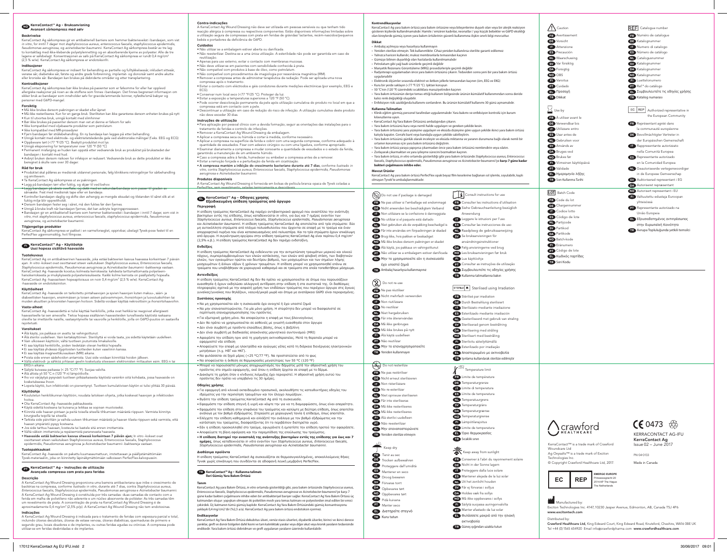## KerraContact™ Ag – Bruksanvisning
### Avansert sårkompress med sølv

**Beskrivelse**
KerraContact Ag sårkompress gir en antibakteriell barriere som hemmer bakterievekst i bandasjen, som vist *in vitro*, for inntil 7 dager mot *staphylococcus aureus, enterococcus faecalis, staphylococcus epidermidis, Pseudomonas aeruginosa,* og *acinetobacter baumannii*. KerraContact Ag sårkompress består av tre lag: to kontaktlag med ikke-klebende polyetylennetting og en absorberende kjerne av polyester. Alle de tre lagene er sølvbelagt. Konsentrasjonen av sølv på KerraContact Ag sårkompress er rundt 0,4 mg/cm² (2,5 % w/w). KerraContact Ag sårkompress er endotoksinfri.

**Indikasjoner**
KerraContact Ag sårkompress er indisert for behandling av partielle og fulltykkelsessår, inkludert sittesår, venøse sår, diabetiske sår, første og andre grads forbrenning, implantat- og donorsår samt andre akutte eller kroniske sår. Bandasjen kan brukes på debriderte områder og etter transplantering.

**Kontraindikasjoner**
KerraContact Ag sårkompress bør ikke brukes på pasienter som er følsomme for eller har opplevd allergiske reaksjoner på noen av de stoffene som finnes i bandasjen. Det finnes begrenset informasjon om sikker bruk av bandasjer som inneholder sølv for gravide/ammende kvinner, nyfødte/små babyer og personer med G6PD-mangel.

**Forsiktig**
- Må ikke brukes dersom pakningen er skadet eller åpnet
- Må ikke resteriliseres. Kun for en gangs bruk. Steriliteten kan ikke garanteres dersom enheten brukes på nytt
- Kun til utvortes bruk, unngå kontakt med slimhinner
- Bør ikke brukes på pasienter dersom man vet at denne er følsom for sølv
- Ikke kompatibel med oljebaserte produkter som petrolatum
- Ikke kompatibel med MR-prosedyrer
- Fjern bandasjen før strålebehandling. En ny bandasje kan legges på etter behandling
- Unngå kontakt med elektrode- og elektrisitetsledende gele ved elektroniske målinger (f.eks. EEG og ECG)
- Oppbevare tørt (<77 °F/25 °C). Beskytt produktet mot lys
- Unngå eksponering for temperaturer over 120 °F (50 °C)
- Permanent misfarging av huden kan oppstå etter vedvarende bruk av produktet på stedet der bandasjen er i kontakt med hud.
- Avbryt bruken dersom risikoen for infeksjon er redusert. Vedvarende bruk av dette produktet er ikke beregnet å skulle vare over 30 dager.

**Råd for bruk**
- Produktet skal påføres av medisinsk utdannet personale; følg klinikkens retningslinjer for sårbehandling og smittevern.
- Ta KerraContact Ag sårkompress ut av pakningen.
- Legg på bandasjen tørr eller fuktig, og skjær til ved behov.
- Legg bandasjen på sårets overflate, og dekk med en sekundærbandasje som passer til graden av sårvæske. Fest med medisinsk tape eller en bandasje.
- Kontroller bandasjen daglig og skifte den avhengig av mengde eksudat og tilstanden til såret slik at et fuktig miljø blir opprettholdt.
- Dersom bandasjen fester seg i såret, må den fuktes før den fjernes
- Unngå å bruke kraft når bandasjen fjernes; det kan avbryte legningsprosessen.
- Bandasjen gir en antibakteriell barriere som hemmer bakterievekst i bandasjen i inntil 7 dager, som vist *in vitro*, mot *staphylococcus aureus, enterococcus faecalis, staphylococcus epidermidis, pseudomonas aeruginosa,* og *acinetobacter baumannii*.

**Tilgjengelige produkter**
KerraContact Ag sårkompress er pakket i en varmeforseglet, oppnivbar, ubelagt Tyvek-pose festet til en PerfecFlex ugjennomsiktig, hvit filmpose.

## KerraContact™ Ag – Käyttöohje
### Uusi hopeaa sisältävä haavaside

**Tuotekuvaus**
KerraContact Ag on antibakteerinen haavaside, joka estää bakteerien kasvua haavassa korkeintaan 7 päivän ajan. *In vitro* -kokeet ovat osoittaneet siteen vaikutuksen *Staphylococcus aureus, Enterococcus faecalis, Staphylococcus epidermidis, Pseudomonas aeruginosa* ja *Acinetobacter baumannii* -bakteereja vastaan. KerraContact Ag -haavaside koostuu kolmesta kerroksesta: kahdesta tarttumattomasta polyeteeniharsokerroksesta ja imukykyisestä polyesteriskeskusta. Kaikki kolme kerrosta on päällystetty hopealla. KerraContact Ag -haavasiteen hopeapitoisuus on noin 0,4 mg/cm² (2,5 % w/w). KerraContact Ag -haavaside on endotoksiiniton.

**Käyttöaiheet**
KerraContact Ag -haavaside on tarkoitettu pintahaavojen ja syvien haavojen kuten makuu-, sääri- ja diabeettisten haavojen, ensimmäisen ja toisen asteen palovammojen, ihonsiirtojen ja luovutuskohtien tai muiden akuuttien ja kroonisten haavojen hoitoon. Sidettä voidaan käyttää nekroottisiin ja ihonsiirtohaavoihin.

**Vasta-aiheet**
KerraContact Ag -haavasidettä ei tulisi käyttää henkilöille, jotka ovat herkkiä tai reagoivat allergisesti haavasiteelle tai sen aineosille. Tietoa hopeaa sisältävien haavasiteiden turvallisesta käytöstä raskaana oleville tai imettäville naisille, vastasyntyneille tai vauvoille ja henkilöille, joilla on G6PD-puutos on saatavilla rajoitetusti.

**Varoitukset**
- Älä käytä, jos pakkaus on avattu tai vahingoittunut.
- Älä steriloi uudelleen. Vain kertakäyttöinen. Steriiliyttä ei voida taata, jos sidettä käytetään uudelleen.
- Vain ulkoiseen käyttöön, vältä tuotteen joutumista limakalvoille.
- Ei saa käyttää henkilöille, joiden tiedetään olevan herkkiä hopealle.
- Ei saa käyttää yhdessä öljypohjaisten tuotteiden kuten vaseliinin kanssa.
- Ei saa käyttää magneettikuvauksen (MRI) aikana.
- Poista side ennen sädehoidon antamista. Uusi side voidaan kiinnittää hoidon jälkeen.
- Vältä elektrodi- ja sähköä johtavan geelin kosketusta elektronisten mittausten esim. EEG:n tai EKG:n aikana.
- Säilytä kuivassa paikassa (< 25 °C/77 °F). Suojaa valolta.
- Älä altista yli 50 °C:n (120 °F:n) lämpötiloille.
- Iho voi värjäytyä pysyvästi tuotteen pitkäaikaisesta käytöstä varsinkin siitä kohdasta, jossa haavaside on kosketuksessa ihoon.
- Lopeta käyttö, kun infektioriski on pienentynyt. Tuotteen kumulatiivisen käytön ei tulisi ylittää 30 päivää.

**Käyttöohje**
- Koulutetun henkilökunnan käyttöön; noudata laitoksen ohjeita, jotka koskevat haavojen ja infektioiden hoitoa.
- Ota KerraContact Ag -haavaside pakkauksesta.
- Käytä sidettä kosteana tai kuivana ja leikkaa se sopivan muotoiseksi.
- Kiinnitä side haavan pintaan ja peitä toisella siteellä tihkumisen määrästä riippuen. Varmista kiinnitys kirurgisella teipillä tai siteellä.
- Tarkista side päivittäin ja vaihda uuteen tihkumisen määrästä ja haavan tilasta riippuen sekä varmista, että haavan ympäristö pysyy kosteana.
- Jos side tarttuu haavaan, kostuta tai kastele sitä ennen irrottamista.
- Vältä väkisin irrottamista ja repäisemistä paranevasta haavasta.
- **Haavaside estää bakteerien kasvua siteessä korkeintaan 7 päivän ajan;** *In vitro* -kokeet ovat osoittaneet siteen vaikutuksen *Staphylococcus aureus, Enterococcus faecalis, Staphylococcus epidermidis, Pseudomonas aeruginosa* ja *Acinetobacter baumannii* -bakteereja vastaan.

**Tuotepakkaukset**
KerraContact Ag -haavaside on pakattu kuumasaumattuun, irrotettavaan ja päällystämättömään Tyvek-materiaaliin, joka on kiinnitetty läpinäkymättömään valkoiseen PerfecFlex-kalvopussiin.

## KerraContact™ Ag – Instruções de utilização
### Avançada compressa com prata para feridas

**Descrição**
A KerraContact Ag Wound Dressing proporciona uma barreira antibacteriana que inibe o crescimento de bactérias na compressa, conforme ilustrado *in vitro*, durante até 7 dias, contra *Staphylococcus aureus, Enterococcus faecalis, Staphylococcus epidermidis, Pseudomonas aeruginosa* e *Acinetobacter baumannii*. A KerraContact Ag Wound Dressing é constituída por três camadas: duas camadas de contacto com a ferida em malha de polietileno não aderente e um núcleo absorvente de poliéster. As três camadas têm um revestimento de prata. A concentração de prata na KerraContact Ag Wound Dressing é de aproximadamente 0,4 mg/cm² (2,5% p/p). A KerraContact Ag Wound Dressing não tem endotoxinas.

**Indicações**
A KerraContact Ag Wound Dressing é indicada para o tratamento de feridas com espessura parcial e total, incluindo úlceras decúbitas, úlceras de estase venosa, úlceras diabéticas, queimaduras de primeiro e segundo grau, locais doadores e de implantes, ou outras feridas agudas ou crónicas. A compressa pode utilizar-se em feridas desbridadas e de implantes.

**Contra-indicações**
A KerraContact Ag Wound Dressing não deve ser utilizada em pessoas sensíveis ou que tenham tido reacção alérgica à compressa ou respectivos componentes. Estão disponíveis informações limitadas sobre a utilização segura de compressas com prata em feridas de grávidas/ lactantes, recém-nascidos/pequenos bebés e portadores da deficiência de G6PD.

**Cuidados**
- Não utilizar se a embalagem estiver aberta ou danificada.
- Não reesterilizar. Destina-se a uma única utilização. A esterilidade não pode ser garantida em caso de reutilização.
- Apenas para uso externo; evitar o contacto com membranas mucosas.
- Não deve utilizar-se em pacientes com sensibilidade conhecida à prata.
- Não compatível com produtos à base de óleo, como petrolatum.
- Não compatível com procedimentos de imagiologia por ressonância magnética (IRM).
- Remover a compressa antes de administrar terapêutica de radiação. Pode ser aplicada uma nova compressa após o tratamento.
- Evitar o contacto com eléctrodos e géis condutores durante medições electrónicas (por exemplo, EEG e ECG).
- Conservar num local seco (<77 °F/25 °C). Proteger da luz.
- Evitar a exposição a temperaturas superiores a 120 °F (50 °C).
- Pode ocorrer descoloração permanente da pele após utilização cumulativa do produto no local em que a compressa está em contacto com a pele.
- Descontinuar a utilização em caso de redução do risco de infecção. A utilização cumulativa deste produto não deve exceder 30 dias.

**Instruções de utilização**
- Para aplicação por pessoal clínico com a devida formação; seguir as orientações das instalações para o tratamento de feridas e controlo de infecções.
- Remover a KerraContact Ag Wound Dressing da embalagem.
- Aplicar a compressa seca ou húmida e cortar à medida, conforme necessário.
- Aplicar a compressa na superfície da ferida e cobrir com uma segunda compressa, conforme adequado à quantidade de exsudados. Fixar com adesivo cirúrgico ou com uma ligadura, conforme apropriado.
- Examinar diariamente a compressa e mudar consoante a quantidade de exsudados e o estado da ferida, garantindo a manutenção de um ambiente húmido.
- Caso a compressa adira à ferida, humedecer ou embeber a compressa antes de a remover.
- Evitar a remoção forçada e a perturbação da ferida em cicatrização.
- **A compressa mantém a inibição do crescimento bacteriano durante até 7 dias**, conforme ilustrado *in vitro*, contra *Staphylococcus aureus, Enterococcus faecalis, Staphylococcus epidermidis, Pseudomonas aeruginosa* e *Acinetobacter baumannii*.

**Produtos disponíveis**
A KerraContact Ag Wound Dressing é fornecida em bolsas de película branca opaca de Tyvek coladas a PerfecFlex, sem revestimento, seladas termicamente e descoláveis.

## KerraContact™ Ag – Οδηγίες χρήσης
### Εξελιγμένη επίδεση τραύματος από άργυρο

**Περιγραφή**
Η επίδεση τραύματος KerraContact Ag παρέχει αντιβακτηριακό φραγμό που αναστέλλει την ανάπτυξη βακτηρίων εντός της επίδεσης, όπως καταδεικνύεται in vitro, για έως και 7 ημέρες έναντι των *Staphylococcus aureus, Enterococcus faecalis, Staphylococcus epidermidis, Pseudomonas aeruginosa* και *Acinetobacter baumannii*. Η επίδεση τραύματος KerraContact Ag αποτελείται από τρία στρώματα: δύο μη αυτοκόλλητα στρώματα από πλέγμα πολυαιθυλενίου που έρχονται σε επαφή με το τραύμα και έναν απορροφητικό πυρήνα που είναι κατασκευασμένος από πολυεστέρα. Και τα τρία στρώματα έχουν επικάλυψη από άργυρο. Η συγκέντρωση αργύρου στην επίδεση τραύματος KerraContact Ag είναι περίπου 0,4 mg/cm² (2,5% κ.β.). Η επίδεση τραύματος KerraContact Ag δεν περιέχει ενδοτοξίνη.

**Ενδείξεις**
Η επίδεση τραύματος KerraContact Ag ενδείκνυται για την αντιμετώπιση τραυμάτων μερικού και ολικού πάχους, συμπεριλαμβανομένων των ελκών κατάκλισης, των ελκών από φλεβική στάση, των διαβητικών ελκών, των εγκαυμάτων πρώτου και δευτέρου βαθμού, των εμφυτευμάτων και των σημείων λήψης μοσχευμάτων ή άλλων οξέων ή χρόνιων τραυμάτων. Η επίδεση μπορεί να χρησιμοποιηθεί επάνω σε τραύματα που υποβλήθηκαν σε χειρουργικό καθαρισμό και σε τραύματα στα οποία τοποθετήθηκε μόσχευμα.

**Αντενδείξεις**
Η επίδεση τραύματος KerraContact Ag δεν θα πρέπει να χρησιμοποιείται σε άτομα που παρουσιάζουν ευαισθησία ή έχουν εκδηλώσει αλλεργική αντίδραση στην επίδεση ή στα συστατικά της. Οι διαθέσιμες πληροφορίες σχετικά με την ασφαλή χρήση των επιδέσεων τραύματος που περιέχουν άργυρο στις έγκυες γυναίκες/γυναίκες που θηλάζουν, νεογνά/μικρά μωρά και άτομα με ανεπάρκεια G6PD είναι περιορισμένες.

**Συστάσεις προσοχής**
- Να μη χρησιμοποιείται εάν η συσκευασία έχει ανοιχτεί ή έχει υποστεί ζημιά
- Να μην επαναποστειρώνεται. Για μία μόνο χρήση. Η στειρότητα δεν μπορεί να διασφαλιστεί σε περίπτωση επαναχρησιμοποίησης του προϊόντος
- Για εξωτερική χρήση μόνο. Να αποφεύγεται η επαφή με τους βλεννογόνους
- Δεν θα πρέπει να χρησιμοποιείται σε ασθενείς με γνωστή ευαισθησία στον άργυρο
- Δεν είναι συμβατή με προϊόντα ελαιώδους βάσης, όπως η βαζελίνη
- Δεν είναι συμβατή με διαδικασίες απεικόνισης μαγνητικού συντονισμού (MRI)
- Αφαιρέστε την επίδεση πριν από τη χορήγηση ακτινοθεραπείας. Μετά τη θεραπεία μπορεί να εφαρμοστεί νέα επίδεση
- Αποφεύγετε την επαφή με ηλεκτρόδια και αγώγιμες γέλες κατά τη διάρκεια διενέργειας ηλεκτρονικών μετρήσεων (π.χ. ΗΕΓ και ΗΚΓ).
- Να φυλάσσεται σε ξηρό μέρος (<25 °C/77 °F). Να προστατεύεται από το φως
- Να αποφεύγεται η έκθεση σε θερμοκρασίες μεγαλύτερες των 50 °C (120 °F)
- Μπορεί να παρουσιαστεί μόνιμος αποχρωματισμός του δέρματος μετά την αθροιστική χρήση του προϊόντος στο σημείο εφαρμογής, εκεί όπου η επίδεση έρχεται σε επαφή με το δέρμα.
- Διακόψτε τη χρήση όταν ο κίνδυνος λοίμωξης έχει περιοριστεί. Η αθροιστική χρήση αυτού του προϊόντος δεν πρέπει να υπερβαίνει τις 30 ημέρες.

**Οδηγίες χρήσης**
- Για εφαρμογή από κλινικό εκπαιδευμένο προσωπικό, ακολουθήστε τις κατευθυντήριες οδηγίες του ιδρύματος για την περιποίηση τραυμάτων και τον έλεγχο λοιμώξεων.
- Βγάλτε την επίδεση KerraContact Ag από τη συσκευασία.
- Εφαρμόστε την επίδεση στεγνή ή υγρή και κόψτε την για να τη διαμορφώσετε, όπως είναι απαραίτητο.
- Εφαρμόστε την επίδεση στην επιφάνεια του τραύματος και καλύψτε με δεύτερη επίδεση, όπως απαιτείται ανάλογα με τον βαθμό εξίδρωσης. Στερεώστε με χειρουργική ταινία ή επίδεσμο, όπως απαιτείται.
- Ελέγχετε την επίδεση καθημερινά και αλλάζετέ την ανάλογα με τον βαθμό εξίδρωσης και την κατάσταση του τραύματος, διασφαλίζοντας ότι το περιβάλλον διατηρείται υγρό.
- Εάν η επίδεση προσκολληθεί στο τραύμα, εφυγράνετε ή εμποτίστε την επίδεση προτού την αφαιρέσετε.
- Αποφύγετε τη βίαιη αφαίρεση και την παρενόχληση της επούλωσης του τραύματος.
- **Η επίδεση διατηρεί την αναστολή της ανάπτυξης βακτηρίων εντός της επίδεσης για έως και 7 ημέρες**, όπως καταδεικνύεται in vitro έναντι των *Staphylococcus aureus, Enterococcus faecalis, Staphylococcus epidermidis, Pseudomonas aeruginosa* και *Acinetobacter baumannii*.

**Διαθέσιμα προϊόντα**
Η επίδεση τραύματος KerraContact Ag συσκευάζεται σε θερμοσυγκολλημένες, αποκολλούμενες θήκες Tyvek χωρίς επικάλυψη που συνδέονται σε αδιαφανή λευκή μεμβράνη PerfecFlex.

## KerraContact™ Ag – Kullanma talimatı
### İleri Gümüş Yara Bakım Örtüsü

**Tanım**
KerraContact Ag yara Bakım Örtüsü, in vitro ortamda gösterildiği gibi, yara bakım örtüsünde *Staphylococcus aureus, Enterococcus faecalis, Staphylococcus epidermidis, Pseudomonas aeruginosa* ve *Acinetobacter baumannii*'ye karşı 7 güne kadar bakteri çoğalmasını inhibe eden bir antibakteriyel bariyer sağlar. KerraContact Ag Yara Bakım Örtüsü üç katmandan oluşur: yapışkan olmayan iki polietilen mesh yara temas katmanı ve polyesterden imal edilen bir emici çekirdek. Üç katmanın tümü gümüş kaplıdır. KerraContact Ag Yara Bakım Örtüsündeki gümüş konsantrasyonu yaklaşık 0,4 mg/cm² dir (%2,5 a/a). KerraContact Ag yara bakım örtüsü endotoksin içermez.

**Endikasyonlar**
KerraContact Ag Yara Bakım Örtüsü dekubitus ülseri, venöz stasis ülserleri, diyabetik ülserler, birinci ve ikinci derece yanıklar, greft ve donör bölgeleri dahil kısmi ve tam kalınlıktaki yaralar veya diğer akut veya kronik yaraların tedavisinde endikedir. Yara bakım örtüsü debridman ve greft uygulanan yaraların üzerinde kullanılabilir.

**Kontrendikasyonlar**
KerraContact Ag yara bakım örtüsü yara bakım örtüsüne veya bileşenlerine duyarlı olan veya bir alerjik reaksiyon gösteren kişilerde kullanılmamalıdır. Hamile / emziren kadınlar, neonatlar / yaşı küçük bebekler ve G6PD eksikliği olan bireylerde gümüş içeren yara bakım örtülerinin güvenli kullanımına ilişkin sınırlı bilgi mevcuttur.

**Dikkat**
- Ambalaj açılmışsa veya hasarlıysa kullanmayın
- Yeniden sterilize etmeyin. Tek kullanımlıktır. Cihaz yeniden kullanılırsa sterilite garanti edilemez
- Yalnızca haricen kullanılır; mukoz membranlarla temasından kaçının
- Gümüşe bilinen duyarlılığı olan hastalarda kullanılmamalıdır
- Petrolatum gibi yağ bazlı ürünlerle geçimli değildir
- Manyetik Rezonans Görüntüleme (MRG) prosedürleriyle geçimli değildir
- Radyoterapi uygulamadan önce yara bakım örtüsünü çıkarın. Tedaviden sonra yeni bir yara bakım örtüsü uygulanabilir
- Elektronik ölçümler sırasında elektrot ve iletken jellerle temasından kaçının (örn, EEG ve EKG)
- Kuru bir yerde saklayın (<77 °F/25 °C). Işıktan koruyun
- 50 °C'nin (120 °F) üzerindeki sıcaklıklara maruziyetinden kaçının
- Yara bakım örtüsünün deriye temas ettiği bölgesinde ürünün kümülatif kullanımından sonra deride kalıcı renk değişikliği oluşabilir.
- Enfeksiyon riski azaldığında kullanımı sonlandırın. Bu ürünün kümülatif kullanımı 30 günü aşmamalıdır.

**Kullanma Talimatları**
- Klinik eğitim görmüş personel tarafından uygulanmalıdır. Yara bakımı ve enfeksiyon kontrolü için kurum kılavuzlarına uyun.
- KerraContact Ag Yara Bakım Örtüsünü ambalajından çıkarın.
- Yara bakım örtüsünü kuru veya nemli halde uygulayın ve gereken şekilde kesin.
- Yara bakım örtüsünü yara yüzeyine uygulayın ve eksüda düzeyine göre uygun şekilde ikinci yara bakım örtüsü katıyla kapatın. Cerrahi bant veya bandajla uygun şekilde sabitleştirin.
- Yara bakım örtüsünü günlük olarak inceleyin ve eksüda miktarına ve yaranın durumuna bağlı olarak nemli bir ortamın korunması için yara bakım örtüsünü değiştirin.
- Yara bakım örtüsü yaraya yapışırsa çıkarmadan önce yara bakım örtüsünü nemlendirin veya ıslatın.
- Zorla çıkarmaktan ve yara iyileşmesi sürecini bozmaktan kaçının.
- Yara bakım örtüsü, *in vitro* ortamda gösterildiği gibi yara bakım örtüsünde *Staphylococcus aureus, Enterococcus faecalis, Staphylococcus epidermidis, Pseudomonas aeruginosa* ve *Acinetobacter baumannii*'ye **karşı 7 güne kadar bakteri çoğalmasını inhibe eder.**

**Mevcut Ürünler**
KerraContact Ag yara bakım örtüsü PerfecFlex opak beyaz film keselerine bağlanan ısıl işlemle, soyulabilir, kaplı olmayan Tyvek'te ambalajlanmaktadır.

---

**Do not use if package is damaged**
FR Ne pas utiliser si l'emballage est endommagé
DE Nicht anwenden bei beschädigtem Verband
IT Non utilizzare se la confezione è danneggiata
ES No utilizar si el paquete está dañado
NL Niet gebruiken als de verpakking beschadigd is
SV Får inte användas om förpackningen är skadad
DA Brug ikke, hvis pakken er beskadiget
NO Må ikke brukes dersom pakningen er skadet
FI Älä käytä, jos pakkaus on vahingoittunut
PT Não utilizar se a embalagem estiver danificada
EL Μην το χρησιμοποιείτε εάν η συσκευασία έχει υποστεί ζημιά
TR Ambalaj hasarlıysa kullanmayınız

**Do not re-use**
FR Ne pas réutiliser
DE Nicht mehrfach verwenden
IT Non riutilizzare
ES No reutilizar
NL Niet hergebruiken
SV Får inte återanvändas
DA Må ikke genbruges
NO Må ikke brukes på nytt
FI Älä käytä uudelleen
PT Não reutilizar
EL Μην το επαναχρησιμοποιείτε
TR Yeniden kullanmayın

**Do not resterilize**
FR Ne pas restériliser
DE Nicht erneut sterilisieren
IT Non risterilizzare
ES No re-esterilizar
NL Niet opnieuw steriliseren
SV Får inte steriliseras
DA Må ikke resteriliseres
NO Må ikke resteriliseres
FI Älä steriloi uudelleen
PT Não reesterilizar
EL Μην επαναποστειρώνετε
TR Yeniden sterilize etmeyin

**Keep dry**
FR Tenir au sec
DE Trocken aufbewahren
IT Proteggere dall'umidità
ES Mantener en seco
NL Droog bewaren
SV Förvaras torrt
DA Opbevares tørt
NO Oppbevares tørt
FI Pidä kuivana
PT Manter seco
EL Διατηρείτε στεγνό
TR Kuru tutun

**Consult instructions for use**
FR Consulter les instructions d'utilisation
DE Siehe Gebrauchsanleitung bezüglich Anwendung
IT Leggere le istruzioni per l'uso
ES Consultar las instrucciones de uso
NL Raadpleeg de gebruiksaanwijzing
SV Se bruksanvisningen för användningsinstruktioner
DA Følg anvisningerne ved brug
NO Les bruksanvisningen før bruk
FI Lue käyttöohje
PT Consultar as instruções de utilização
EL Συμβουλευτείτε τις οδηγίες χρήσης
TR Kullanma talimatlarına bakın

**STERILE R Sterilised using Irradiation**
FR Stérilisé par irradiation
DE Durch Bestrahlung sterilisiert
IT Sterilizzato mediante irradiazione
ES Esterilizado mediante irradiación
NL Gesteriliseerd met gebruik van straling
SV Steriliserad genom bestrålning
DA Sterilisering med stråling
NO Sterilisert med bestråling
FI Steriloitu säteilyttämällä
PT Esterilizado por irradiação
EL Αποστειρωμένο με ακτινοβολία
TR Işınlama kullanılarak sterilize edilmiştir

**Temperature limit**
FR Limite de température
DE Temperaturgrenze
IT Limite di temperatura
ES Límite de temperatura
NL Temperatuurgrens
SV Temperaturgräns
DA Temperaturgrænse
NO Temperaturgrense
FI Lämpötilarajoitus
PT Limite de temperatura
EL Όριο θερμοκρασίας
TR Sıcaklık sınırı

**Keep away from sunlight**
FR Conserver à l'abri du rayonnement solaire
DE Nicht in der Sonne lagern
IT Proteggere dalla luce solare
ES Mantener alejado de la luz solar
NL Uit het zonlicht houden
SV Får ej förvaras i solljus
DA Holdes væk fra sollys
NO Må ikke oppbevares i sollys
FI Säilytä suojassa auringonvalolta
PT Manter afastado da luz solar
EL Φυλάσσετε μακριά από την ηλιακή ακτινοβολία
TR Güneş ışığından uzakta tutun

**Caution**
FR Avertissement
DE Vorsicht
IT Attenzione
ES Precaución
NL Waarschuwing
SV Var försiktig
DA Forsigtig
NO OBS
FI Varoitus
PT Cuidado
EL Προσοχή
TR Dikkat

**Use by**
FR À utiliser avant le
DE Verwendbar bis
IT Utilizzare entro
ES Usar antes de
NL Gebruiken voor
SV Används av
DA Bruges ved
NO Brukes før
FI Viimeinen käyttöpäivä
PT Validade
EL Ημερομηνία λήξης
TR Son Kullanma Tarihi

**LOT Batch Code**
FR Code du lot
DE Chargennummer
IT Codice lotto
ES Código de lote
NL Partijcode
SV Partikod
DA Partikode
NO Batch-kode
FI Eränumero
PT Código de lote
EL Κωδικός παρτίδας
TR Seri Kodu

**REF Catalogue number**
FR Numéro de catalogue
DE Katalognummer
IT Numero di catalogo
ES Número de catálogo
NL Catalogusnummer
SV Katalognummer
DA Katalognummer
NO Katalognummer
FI Luettelonumero
PT Ref.ª do catálogo
EL Συμβουλευτείτε τις οδηγίες χρήσης
TR Katalog numarası

**EC REP Authorized representative in the European Community**
FR Représentant agréé dans la communauté européenne
DE Bevollmächtigter Vertreter in der Europäischen Gemeinschaft
IT Rappresentante autorizzato nella Comunità Europea
ES Representante autorizado en la Comunidad Europea
NL Geautoriseerde vertegenwoordiger in de Europese Gemeenschap
SV Auktoriserad representant i EG
DA Autoriseret repræsentant
NO Autorisert representant i EU
FI Valtuutettu edustaja Euroopan yhteisössä
PT Representante autorizado na União Europeia
EL Εξουσιοδοτημένος αντιπρόσωπος στην Ευρωπαϊκή Κοινότητα
TR Avrupa Topluluğunda yetkili temsilci

---

crawford HEALTHCARE

KerraContact™ is a trade mark of Crawford Woundcare Ltd
Ag Oxysalts™ is a trade mark of Exciton Technologies Inc.
© Copyright Crawford Healthcare Ltd, 2017.

CE 0473
KERRACONTACT AG-IFU
**KerraContact Ag**
Issue 02 – June 2017

PN-04-0133

Made in Canada

EC REP
EMERGO EUROPE
Prinsessegracht 20
2514 AP The Hague
The Netherlands

Manufactured by:
Exciton Technologies Inc. 4147, 10230 Jasper Avenue, Edmonton, AB, Canada T5J 4P6
**www.excitontech.com**

Distributed by:
**Crawford Healthcare Ltd**, King Edward Court, King Edward Road, Knutsford, Cheshire, WA16 0BE UK
Tel +44 (0) 1565 654920 Email info@crawfordpharma.com **www.crawfordhealthcare.com**